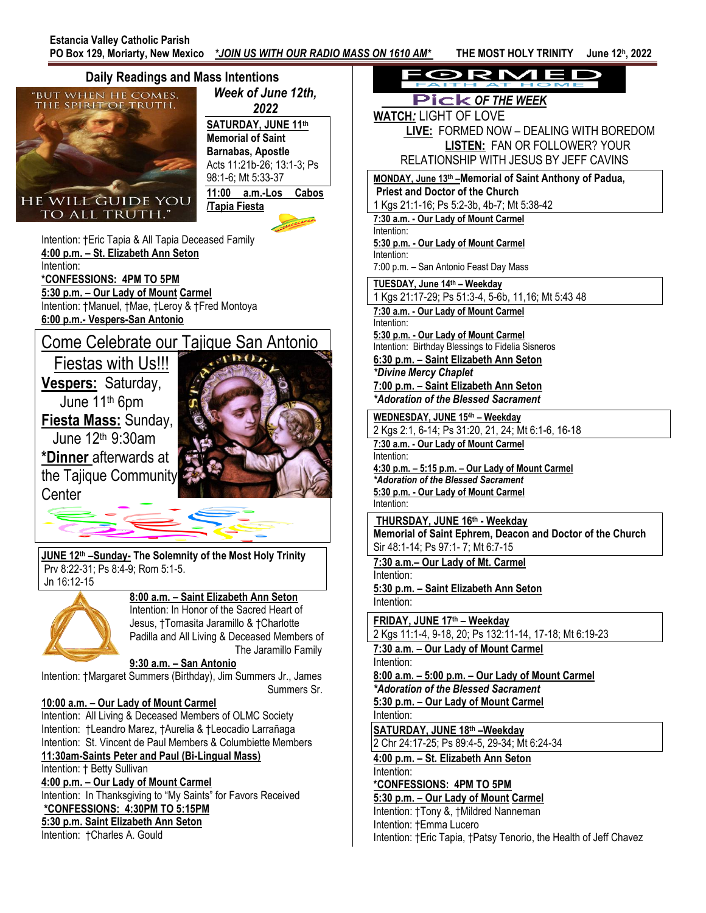**Estancia Valley Catholic Parish**
**PO Box 129, Moriarty, New Mexico** ***JOIN US WITH OUR RADIO MASS ON 1610 AM*** **THE MOST HOLY TRINITY June 12h, 2022**

## Daily Readings and Mass Intentions

"BUT WHEN HE COMES, THE SPIRIT OF TRUTH, HE WILL GUIDE YOU TO ALL TRUTH."

***Week of June 12th, 2022***

**SATURDAY, JUNE 11th**
**Memorial of Saint Barnabas, Apostle**
Acts 11:21b-26; 13:1-3; Ps 98:1-6; Mt 5:33-37

**11:00 a.m.-Los Cabos /Tapia Fiesta**
Intention: †Eric Tapia & All Tapia Deceased Family
**4:00 p.m. – St. Elizabeth Ann Seton**
Intention:
***CONFESSIONS: 4PM TO 5PM**
**5:30 p.m. – Our Lady of Mount Carmel**
Intention: †Manuel, †Mae, †Leroy & †Fred Montoya
**6:00 p.m.- Vespers-San Antonio**

### Come Celebrate our Tajique San Antonio Fiestas with Us!!!

**Vespers:** Saturday, June 11th 6pm
**Fiesta Mass:** Sunday, June 12th 9:30am
***Dinner** afterwards at the Tajique Community Center

**JUNE 12th –Sunday- The Solemnity of the Most Holy Trinity**
Prv 8:22-31; Ps 8:4-9; Rom 5:1-5.
Jn 16:12-15

**8:00 a.m. – Saint Elizabeth Ann Seton**
Intention: In Honor of the Sacred Heart of Jesus, †Tomasita Jaramillo & †Charlotte Padilla and All Living & Deceased Members of The Jaramillo Family
**9:30 a.m. – San Antonio**
Intention: †Margaret Summers (Birthday), Jim Summers Jr., James Summers Sr.
**10:00 a.m. – Our Lady of Mount Carmel**
Intention: All Living & Deceased Members of OLMC Society
Intention: †Leandro Marez, †Aurelia & †Leocadio Larrañaga
Intention: St. Vincent de Paul Members & Columbiette Members
**11:30am-Saints Peter and Paul (Bi-Lingual Mass)**
Intention: † Betty Sullivan
**4:00 p.m. – Our Lady of Mount Carmel**
Intention: In Thanksgiving to "My Saints" for Favors Received
***CONFESSIONS: 4:30PM TO 5:15PM**
**5:30 p.m. Saint Elizabeth Ann Seton**
Intention: †Charles A. Gould

## FORMED FAITH AT HOME

### Pick OF THE WEEK

**WATCH:** LIGHT OF LOVE
**LIVE:** FORMED NOW – DEALING WITH BOREDOM
**LISTEN:** FAN OR FOLLOWER? YOUR RELATIONSHIP WITH JESUS BY JEFF CAVINS

**MONDAY, June 13th –Memorial of Saint Anthony of Padua, Priest and Doctor of the Church**
1 Kgs 21:1-16; Ps 5:2-3b, 4b-7; Mt 5:38-42
**7:30 a.m. - Our Lady of Mount Carmel**
Intention:
**5:30 p.m. - Our Lady of Mount Carmel**
Intention:
7:00 p.m. – San Antonio Feast Day Mass

**TUESDAY, June 14th – Weekday**
1 Kgs 21:17-29; Ps 51:3-4, 5-6b, 11,16; Mt 5:43 48
**7:30 a.m. - Our Lady of Mount Carmel**
Intention:
**5:30 p.m. - Our Lady of Mount Carmel**
Intention: Birthday Blessings to Fidelia Sisneros
**6:30 p.m. – Saint Elizabeth Ann Seton**
***Divine Mercy Chaplet***
**7:00 p.m. – Saint Elizabeth Ann Seton**
***Adoration of the Blessed Sacrament***

**WEDNESDAY, JUNE 15th – Weekday**
2 Kgs 2:1, 6-14; Ps 31:20, 21, 24; Mt 6:1-6, 16-18
**7:30 a.m. - Our Lady of Mount Carmel**
Intention:
**4:30 p.m. – 5:15 p.m. – Our Lady of Mount Carmel**
***Adoration of the Blessed Sacrament***
**5:30 p.m. - Our Lady of Mount Carmel**
Intention:

**THURSDAY, JUNE 16th - Weekday**
**Memorial of Saint Ephrem, Deacon and Doctor of the Church**
Sir 48:1-14; Ps 97:1- 7; Mt 6:7-15
**7:30 a.m.– Our Lady of Mt. Carmel**
Intention:
**5:30 p.m. – Saint Elizabeth Ann Seton**
Intention:

**FRIDAY, JUNE 17th – Weekday**
2 Kgs 11:1-4, 9-18, 20; Ps 132:11-14, 17-18; Mt 6:19-23
**7:30 a.m. – Our Lady of Mount Carmel**
Intention:
**8:00 a.m. – 5:00 p.m. – Our Lady of Mount Carmel**
***Adoration of the Blessed Sacrament***
**5:30 p.m. – Our Lady of Mount Carmel**
Intention:

**SATURDAY, JUNE 18th –Weekday**
2 Chr 24:17-25; Ps 89:4-5, 29-34; Mt 6:24-34
**4:00 p.m. – St. Elizabeth Ann Seton**
Intention:
***CONFESSIONS: 4PM TO 5PM**
**5:30 p.m. – Our Lady of Mount Carmel**
Intention: †Tony &, †Mildred Nanneman
Intention: †Emma Lucero
Intention: †Eric Tapia, †Patsy Tenorio, the Health of Jeff Chavez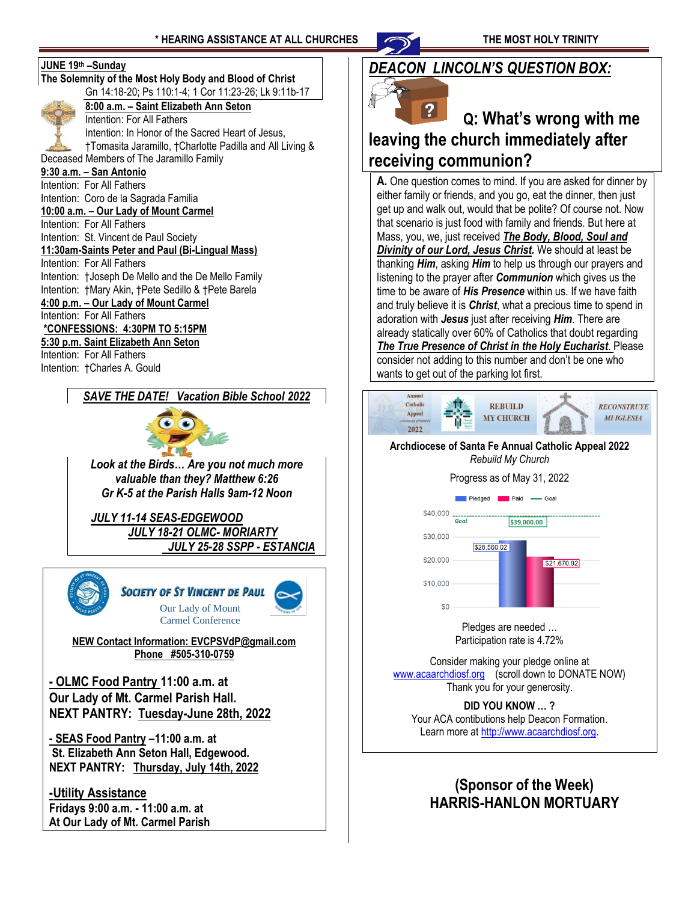JUNE 19th –Sunday

**The Solemnity of the Most Holy Body and Blood of Christ**

Gn 14:18-20; Ps 110:1-4; 1 Cor 11:23-26; Lk 9:11b-17

**8:00 a.m. – Saint Elizabeth Ann Seton**
Intention: For All Fathers
Intention: In Honor of the Sacred Heart of Jesus, †Tomasita Jaramillo, †Charlotte Padilla and All Living & Deceased Members of The Jaramillo Family

**9:30 a.m. – San Antonio**
Intention: For All Fathers
Intention: Coro de la Sagrada Familia

**10:00 a.m. – Our Lady of Mount Carmel**
Intention: For All Fathers
Intention: St. Vincent de Paul Society

**11:30am-Saints Peter and Paul (Bi-Lingual Mass)**
Intention: For All Fathers
Intention: †Joseph De Mello and the De Mello Family
Intention: †Mary Akin, †Pete Sedillo & †Pete Barela

**4:00 p.m. – Our Lady of Mount Carmel**
Intention: For All Fathers

**\*CONFESSIONS: 4:30PM TO 5:15PM**

**5:30 p.m. Saint Elizabeth Ann Seton**
Intention: For All Fathers
Intention: †Charles A. Gould

***SAVE THE DATE! Vacation Bible School 2022***

***Look at the Birds… Are you not much more valuable than they? Matthew 6:26***
***Gr K-5 at the Parish Halls 9am-12 Noon***

***JULY 11-14 SEAS-EDGEWOOD***
***JULY 18-21 OLMC- MORIARTY***
***JULY 25-28 SSPP - ESTANCIA***

**SOCIETY OF ST VINCENT DE PAUL**
Our Lady of Mount Carmel Conference

**NEW Contact Information: EVCPSVdP@gmail.com**
**Phone #505-310-0759**

**- OLMC Food Pantry 11:00 a.m. at Our Lady of Mt. Carmel Parish Hall.**
**NEXT PANTRY: Tuesday-June 28th, 2022**

**- SEAS Food Pantry –11:00 a.m. at St. Elizabeth Ann Seton Hall, Edgewood.**
**NEXT PANTRY: Thursday, July 14th, 2022**

**-Utility Assistance**
**Fridays 9:00 a.m. - 11:00 a.m. at At Our Lady of Mt. Carmel Parish**

## *DEACON LINCOLN'S QUESTION BOX:*

## Q: What's wrong with me leaving the church immediately after receiving communion?

**A.** One question comes to mind. If you are asked for dinner by either family or friends, and you go, eat the dinner, then just get up and walk out, would that be polite? Of course not. Now that scenario is just food with family and friends. But here at Mass, you, we, just received ***The Body, Blood, Soul and Divinity of our Lord, Jesus Christ.*** We should at least be thanking ***Him***, asking ***Him*** to help us through our prayers and listening to the prayer after ***Communion*** which gives us the time to be aware of ***His Presence*** within us. If we have faith and truly believe it is ***Christ***, what a precious time to spend in adoration with ***Jesus*** just after receiving ***Him***. There are already statically over 60% of Catholics that doubt regarding ***The True Presence of Christ in the Holy Eucharist.*** Please consider not adding to this number and don't be one who wants to get out of the parking lot first.

Annual Catholic Appeal 2022 — REBUILD MY CHURCH — RECONSTRUYE MI IGLESIA

**Archdiocese of Santa Fe Annual Catholic Appeal 2022**
*Rebuild My Church*

Progress as of May 31, 2022

Pledged
Paid
Goal
$40,000
$30,000
$20,000
$10,000
$0
Goal
$39,000.00
$28,560.02
$21,670.02

Pledges are needed …
Participation rate is 4.72%

Consider making your pledge online at www.acaarchdiosf.org (scroll down to DONATE NOW)
Thank you for your generosity.

**DID YOU KNOW … ?**
Your ACA contibutions help Deacon Formation.
Learn more at http://www.acaarchdiosf.org.

**(Sponsor of the Week)**
**HARRIS-HANLON MORTUARY**